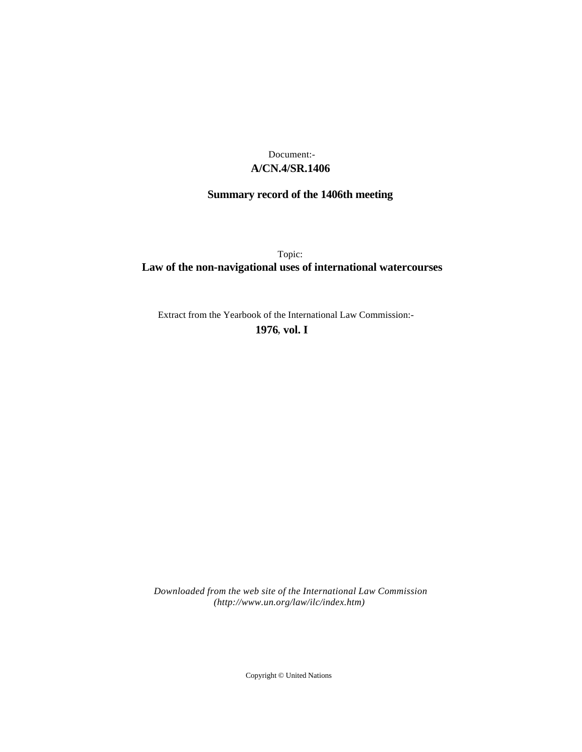Document:-

**A/CN.4/SR.1406**

**Summary record of the 1406th meeting**

Topic:

**Law of the non-navigational uses of international watercourses**

Extract from the Yearbook of the International Law Commission:-

**1976, vol. I**

*Downloaded from the web site of the International Law Commission (http://www.un.org/law/ilc/index.htm)*

Copyright © United Nations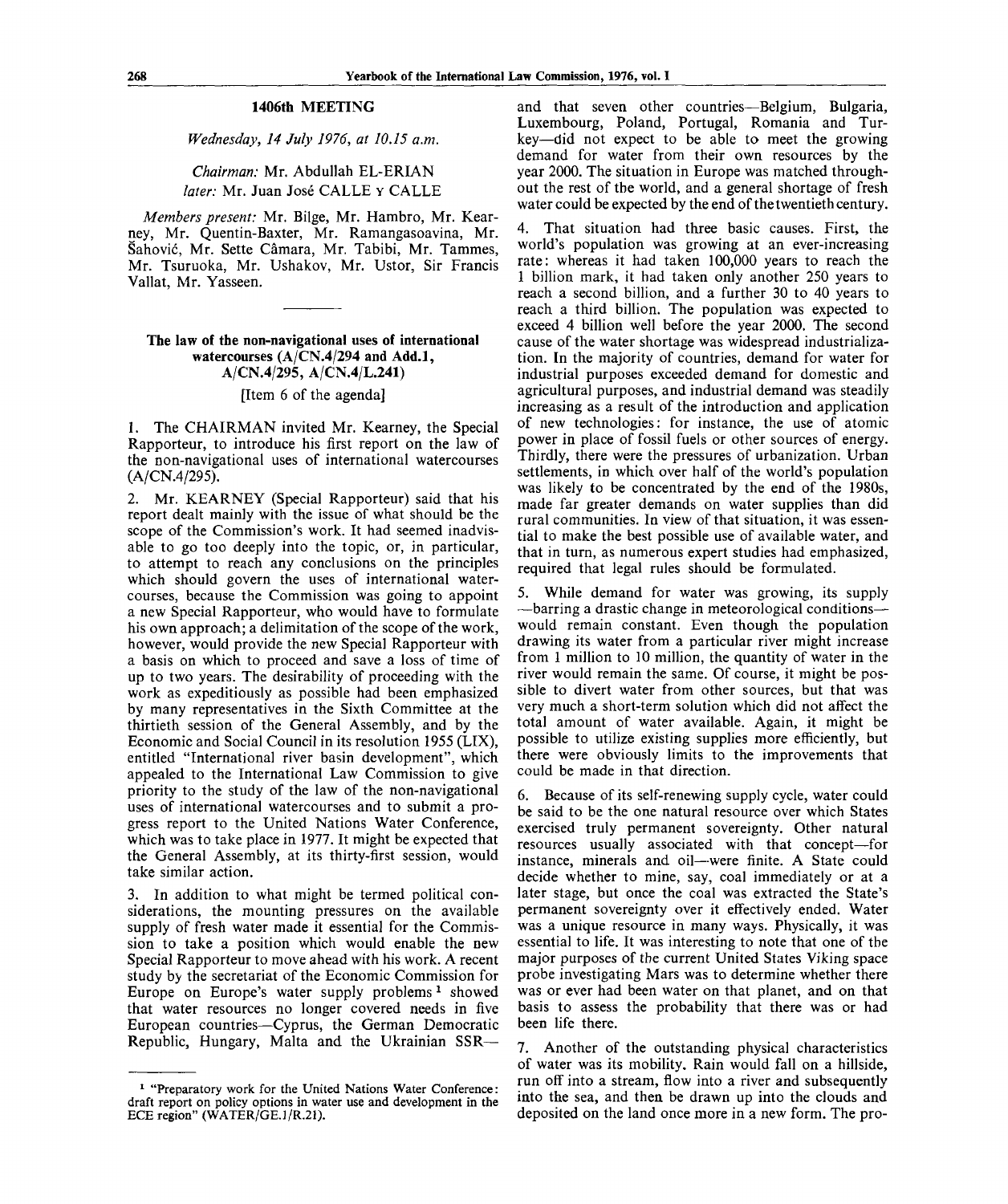## 1406th MEETING

*Wednesday, 14 July 1976, at 10.15 a.m.*

*Chairman:* Mr. Abdullah EL-ERIAN

*later:* Mr. Juan José CALLE Y CALLE

*Members present:* Mr. Bilge, Mr. Hambro, Mr. Kearney, Mr. Quentin-Baxter, Mr. Ramangasoavina, Mr. Šahović, Mr. Sette Câmara, Mr. Tabibi, Mr. Tammes, Mr. Tsuruoka, Mr. Ushakov, Mr. Ustor, Sir Francis Vallat, Mr. Yasseen.

---

### The law of the non-navigational uses of international watercourses (A/CN.4/294 and Add.1, A/CN.4/295, A/CN.4/L.241)

[Item 6 of the agenda]

1. The CHAIRMAN invited Mr. Kearney, the Special Rapporteur, to introduce his first report on the law of the non-navigational uses of international watercourses (A/CN.4/295).

2. Mr. KEARNEY (Special Rapporteur) said that his report dealt mainly with the issue of what should be the scope of the Commission's work. It had seemed inadvisable to go too deeply into the topic, or, in particular, to attempt to reach any conclusions on the principles which should govern the uses of international watercourses, because the Commission was going to appoint a new Special Rapporteur, who would have to formulate his own approach; a delimitation of the scope of the work, however, would provide the new Special Rapporteur with a basis on which to proceed and save a loss of time of up to two years. The desirability of proceeding with the work as expeditiously as possible had been emphasized by many representatives in the Sixth Committee at the thirtieth session of the General Assembly, and by the Economic and Social Council in its resolution 1955 (LIX), entitled "International river basin development", which appealed to the International Law Commission to give priority to the study of the law of the non-navigational uses of international watercourses and to submit a progress report to the United Nations Water Conference, which was to take place in 1977. It might be expected that the General Assembly, at its thirty-first session, would take similar action.

3. In addition to what might be termed political considerations, the mounting pressures on the available supply of fresh water made it essential for the Commission to take a position which would enable the new Special Rapporteur to move ahead with his work. A recent study by the secretariat of the Economic Commission for Europe on Europe's water supply problems [1] showed that water resources no longer covered needs in five European countries—Cyprus, the German Democratic Republic, Hungary, Malta and the Ukrainian SSR—and that seven other countries—Belgium, Bulgaria, Luxembourg, Poland, Portugal, Romania and Turkey—did not expect to be able to meet the growing demand for water from their own resources by the year 2000. The situation in Europe was matched throughout the rest of the world, and a general shortage of fresh water could be expected by the end of the twentieth century.

4. That situation had three basic causes. First, the world's population was growing at an ever-increasing rate: whereas it had taken 100,000 years to reach the 1 billion mark, it had taken only another 250 years to reach a second billion, and a further 30 to 40 years to reach a third billion. The population was expected to exceed 4 billion well before the year 2000. The second cause of the water shortage was widespread industrialization. In the majority of countries, demand for water for industrial purposes exceeded demand for domestic and agricultural purposes, and industrial demand was steadily increasing as a result of the introduction and application of new technologies: for instance, the use of atomic power in place of fossil fuels or other sources of energy. Thirdly, there were the pressures of urbanization. Urban settlements, in which over half of the world's population was likely to be concentrated by the end of the 1980s, made far greater demands on water supplies than did rural communities. In view of that situation, it was essential to make the best possible use of available water, and that in turn, as numerous expert studies had emphasized, required that legal rules should be formulated.

5. While demand for water was growing, its supply—barring a drastic change in meteorological conditions—would remain constant. Even though the population drawing its water from a particular river might increase from 1 million to 10 million, the quantity of water in the river would remain the same. Of course, it might be possible to divert water from other sources, but that was very much a short-term solution which did not affect the total amount of water available. Again, it might be possible to utilize existing supplies more efficiently, but there were obviously limits to the improvements that could be made in that direction.

6. Because of its self-renewing supply cycle, water could be said to be the one natural resource over which States exercised truly permanent sovereignty. Other natural resources usually associated with that concept—for instance, minerals and oil—were finite. A State could decide whether to mine, say, coal immediately or at a later stage, but once the coal was extracted the State's permanent sovereignty over it effectively ended. Water was a unique resource in many ways. Physically, it was essential to life. It was interesting to note that one of the major purposes of the current United States Viking space probe investigating Mars was to determine whether there was or ever had been water on that planet, and on that basis to assess the probability that there was or had been life there.

7. Another of the outstanding physical characteristics of water was its mobility. Rain would fall on a hillside, run off into a stream, flow into a river and subsequently into the sea, and then be drawn up into the clouds and deposited on the land once more in a new form. The pro-

---

[1] "Preparatory work for the United Nations Water Conference: draft report on policy options in water use and development in the ECE region" (WATER/GE.1/R.21).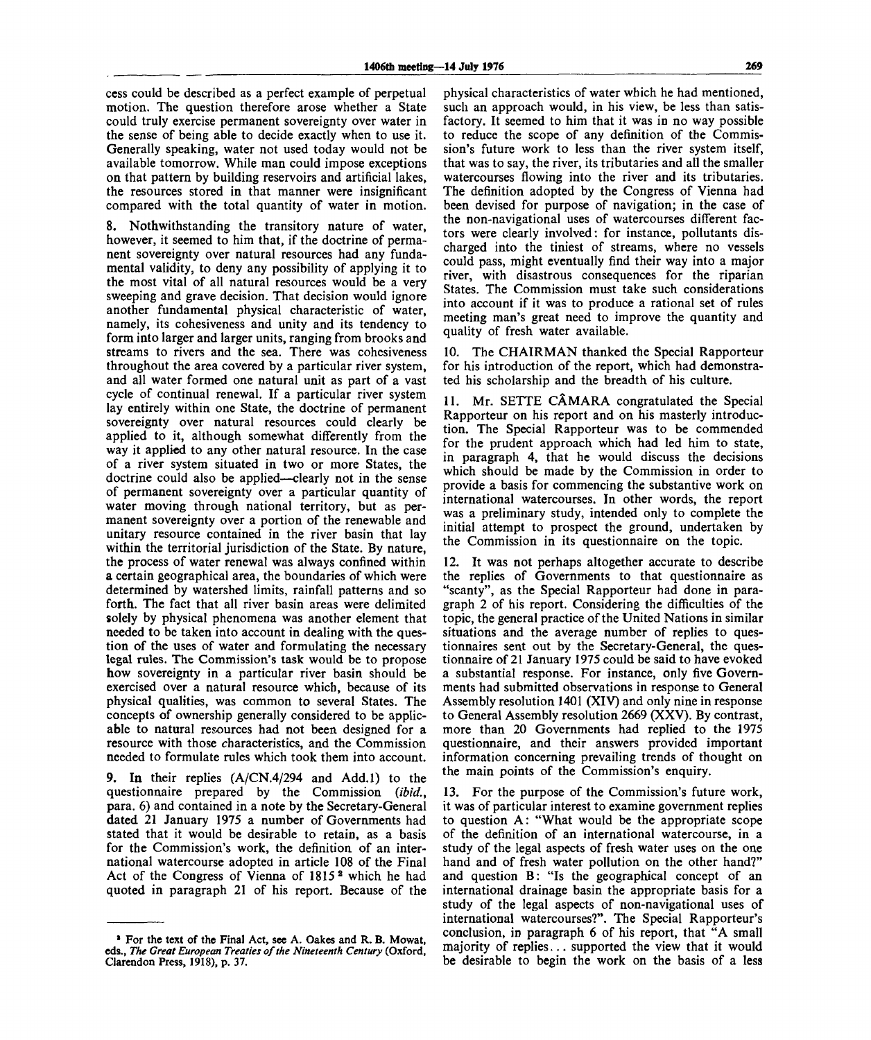cess could be described as a perfect example of perpetual motion. The question therefore arose whether a State could truly exercise permanent sovereignty over water in the sense of being able to decide exactly when to use it. Generally speaking, water not used today would not be available tomorrow. While man could impose exceptions on that pattern by building reservoirs and artificial lakes, the resources stored in that manner were insignificant compared with the total quantity of water in motion.

8. Nothwithstanding the transitory nature of water, however, it seemed to him that, if the doctrine of permanent sovereignty over natural resources had any fundamental validity, to deny any possibility of applying it to the most vital of all natural resources would be a very sweeping and grave decision. That decision would ignore another fundamental physical characteristic of water, namely, its cohesiveness and unity and its tendency to form into larger and larger units, ranging from brooks and streams to rivers and the sea. There was cohesiveness throughout the area covered by a particular river system, and all water formed one natural unit as part of a vast cycle of continual renewal. If a particular river system lay entirely within one State, the doctrine of permanent sovereignty over natural resources could clearly be applied to it, although somewhat differently from the way it applied to any other natural resource. In the case of a river system situated in two or more States, the doctrine could also be applied—clearly not in the sense of permanent sovereignty over a particular quantity of water moving through national territory, but as permanent sovereignty over a portion of the renewable and unitary resource contained in the river basin that lay within the territorial jurisdiction of the State. By nature, the process of water renewal was always confined within a certain geographical area, the boundaries of which were determined by watershed limits, rainfall patterns and so forth. The fact that all river basin areas were delimited solely by physical phenomena was another element that needed to be taken into account in dealing with the question of the uses of water and formulating the necessary legal rules. The Commission's task would be to propose how sovereignty in a particular river basin should be exercised over a natural resource which, because of its physical qualities, was common to several States. The concepts of ownership generally considered to be applicable to natural resources had not been designed for a resource with those characteristics, and the Commission needed to formulate rules which took them into account.

9. In their replies (A/CN.4/294 and Add.1) to the questionnaire prepared by the Commission (*ibid.*, para. 6) and contained in a note by the Secretary-General dated 21 January 1975 a number of Governments had stated that it would be desirable to retain, as a basis for the Commission's work, the definition of an international watercourse adopted in article 108 of the Final Act of the Congress of Vienna of 1815[2] which he had quoted in paragraph 21 of his report. Because of the physical characteristics of water which he had mentioned, such an approach would, in his view, be less than satisfactory. It seemed to him that it was in no way possible to reduce the scope of any definition of the Commission's future work to less than the river system itself, that was to say, the river, its tributaries and all the smaller watercourses flowing into the river and its tributaries. The definition adopted by the Congress of Vienna had been devised for purpose of navigation; in the case of the non-navigational uses of watercourses different factors were clearly involved: for instance, pollutants discharged into the tiniest of streams, where no vessels could pass, might eventually find their way into a major river, with disastrous consequences for the riparian States. The Commission must take such considerations into account if it was to produce a rational set of rules meeting man's great need to improve the quantity and quality of fresh water available.

10. The CHAIRMAN thanked the Special Rapporteur for his introduction of the report, which had demonstrated his scholarship and the breadth of his culture.

11. Mr. SETTE CÂMARA congratulated the Special Rapporteur on his report and on his masterly introduction. The Special Rapporteur was to be commended for the prudent approach which had led him to state, in paragraph 4, that he would discuss the decisions which should be made by the Commission in order to provide a basis for commencing the substantive work on international watercourses. In other words, the report was a preliminary study, intended only to complete the initial attempt to prospect the ground, undertaken by the Commission in its questionnaire on the topic.

12. It was not perhaps altogether accurate to describe the replies of Governments to that questionnaire as "scanty", as the Special Rapporteur had done in paragraph 2 of his report. Considering the difficulties of the topic, the general practice of the United Nations in similar situations and the average number of replies to questionnaires sent out by the Secretary-General, the questionnaire of 21 January 1975 could be said to have evoked a substantial response. For instance, only five Governments had submitted observations in response to General Assembly resolution 1401 (XIV) and only nine in response to General Assembly resolution 2669 (XXV). By contrast, more than 20 Governments had replied to the 1975 questionnaire, and their answers provided important information concerning prevailing trends of thought on the main points of the Commission's enquiry.

13. For the purpose of the Commission's future work, it was of particular interest to examine government replies to question A: "What would be the appropriate scope of the definition of an international watercourse, in a study of the legal aspects of fresh water uses on the one hand and of fresh water pollution on the other hand?" and question B: "Is the geographical concept of an international drainage basin the appropriate basis for a study of the legal aspects of non-navigational uses of international watercourses?". The Special Rapporteur's conclusion, in paragraph 6 of his report, that "A small majority of replies... supported the view that it would be desirable to begin the work on the basis of a less

[2] For the text of the Final Act, see A. Oakes and R. B. Mowat, eds., *The Great European Treaties of the Nineteenth Century* (Oxford, Clarendon Press, 1918), p. 37.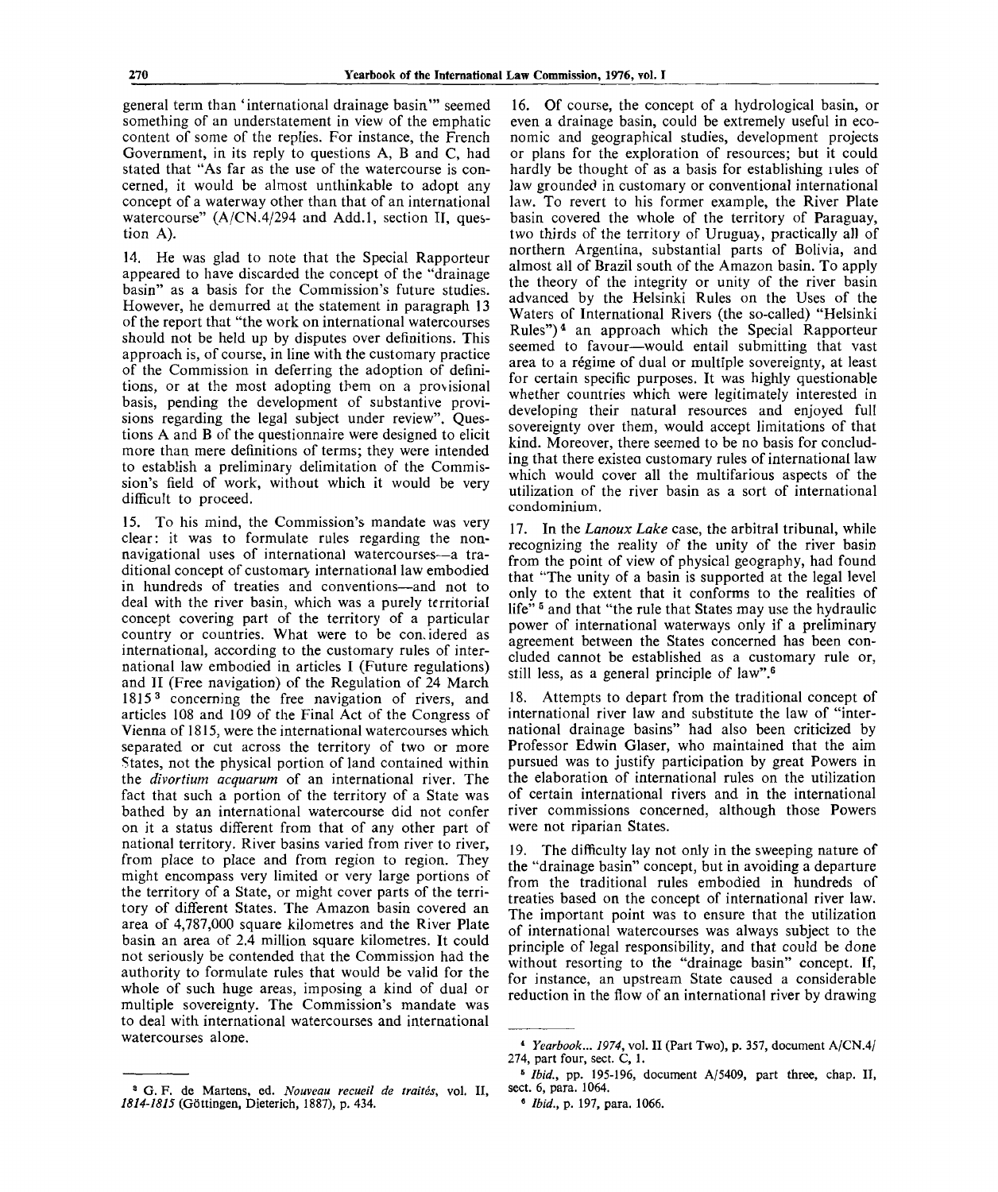general term than 'international drainage basin'" seemed something of an understatement in view of the emphatic content of some of the replies. For instance, the French Government, in its reply to questions A, B and C, had stated that "As far as the use of the watercourse is concerned, it would be almost unthinkable to adopt any concept of a waterway other than that of an international watercourse" (A/CN.4/294 and Add.1, section II, question A).

14. He was glad to note that the Special Rapporteur appeared to have discarded the concept of the "drainage basin" as a basis for the Commission's future studies. However, he demurred at the statement in paragraph 13 of the report that "the work on international watercourses should not be held up by disputes over definitions. This approach is, of course, in line with the customary practice of the Commission in deferring the adoption of definitions, or at the most adopting them on a provisional basis, pending the development of substantive provisions regarding the legal subject under review". Questions A and B of the questionnaire were designed to elicit more than mere definitions of terms; they were intended to establish a preliminary delimitation of the Commission's field of work, without which it would be very difficult to proceed.

15. To his mind, the Commission's mandate was very clear: it was to formulate rules regarding the non-navigational uses of international watercourses—a traditional concept of customary international law embodied in hundreds of treaties and conventions—and not to deal with the river basin, which was a purely territorial concept covering part of the territory of a particular country or countries. What were to be considered as international, according to the customary rules of international law embodied in articles I (Future regulations) and II (Free navigation) of the Regulation of 24 March 1815[3] concerning the free navigation of rivers, and articles 108 and 109 of the Final Act of the Congress of Vienna of 1815, were the international watercourses which separated or cut across the territory of two or more States, not the physical portion of land contained within the *divortium acquarum* of an international river. The fact that such a portion of the territory of a State was bathed by an international watercourse did not confer on it a status different from that of any other part of national territory. River basins varied from river to river, from place to place and from region to region. They might encompass very limited or very large portions of the territory of a State, or might cover parts of the territory of different States. The Amazon basin covered an area of 4,787,000 square kilometres and the River Plate basin an area of 2.4 million square kilometres. It could not seriously be contended that the Commission had the authority to formulate rules that would be valid for the whole of such huge areas, imposing a kind of dual or multiple sovereignty. The Commission's mandate was to deal with international watercourses and international watercourses alone.

16. Of course, the concept of a hydrological basin, or even a drainage basin, could be extremely useful in economic and geographical studies, development projects or plans for the exploration of resources; but it could hardly be thought of as a basis for establishing rules of law grounded in customary or conventional international law. To revert to his former example, the River Plate basin covered the whole of the territory of Paraguay, two thirds of the territory of Uruguay, practically all of northern Argentina, substantial parts of Bolivia, and almost all of Brazil south of the Amazon basin. To apply the theory of the integrity or unity of the river basin advanced by the Helsinki Rules on the Uses of the Waters of International Rivers (the so-called) "Helsinki Rules")[4] an approach which the Special Rapporteur seemed to favour—would entail submitting that vast area to a régime of dual or multiple sovereignty, at least for certain specific purposes. It was highly questionable whether countries which were legitimately interested in developing their natural resources and enjoyed full sovereignty over them, would accept limitations of that kind. Moreover, there seemed to be no basis for concluding that there existed customary rules of international law which would cover all the multifarious aspects of the utilization of the river basin as a sort of international condominium.

17. In the *Lanoux Lake* case, the arbitral tribunal, while recognizing the reality of the unity of the river basin from the point of view of physical geography, had found that "The unity of a basin is supported at the legal level only to the extent that it conforms to the realities of life"[5] and that "the rule that States may use the hydraulic power of international waterways only if a preliminary agreement between the States concerned has been concluded cannot be established as a customary rule or, still less, as a general principle of law".[6]

18. Attempts to depart from the traditional concept of international river law and substitute the law of "international drainage basins" had also been criticized by Professor Edwin Glaser, who maintained that the aim pursued was to justify participation by great Powers in the elaboration of international rules on the utilization of certain international rivers and in the international river commissions concerned, although those Powers were not riparian States.

19. The difficulty lay not only in the sweeping nature of the "drainage basin" concept, but in avoiding a departure from the traditional rules embodied in hundreds of treaties based on the concept of international river law. The important point was to ensure that the utilization of international watercourses was always subject to the principle of legal responsibility, and that could be done without resorting to the "drainage basin" concept. If, for instance, an upstream State caused a considerable reduction in the flow of an international river by drawing

---

[3] G. F. de Martens, ed. *Nouveau recueil de traités*, vol. II, *1814-1815* (Göttingen, Dieterich, 1887), p. 434.

[4] *Yearbook... 1974*, vol. II (Part Two), p. 357, document A/CN.4/274, part four, sect. C, 1.

[5] *Ibid.*, pp. 195-196, document A/5409, part three, chap. II, sect. 6, para. 1064.

[6] *Ibid.*, p. 197, para. 1066.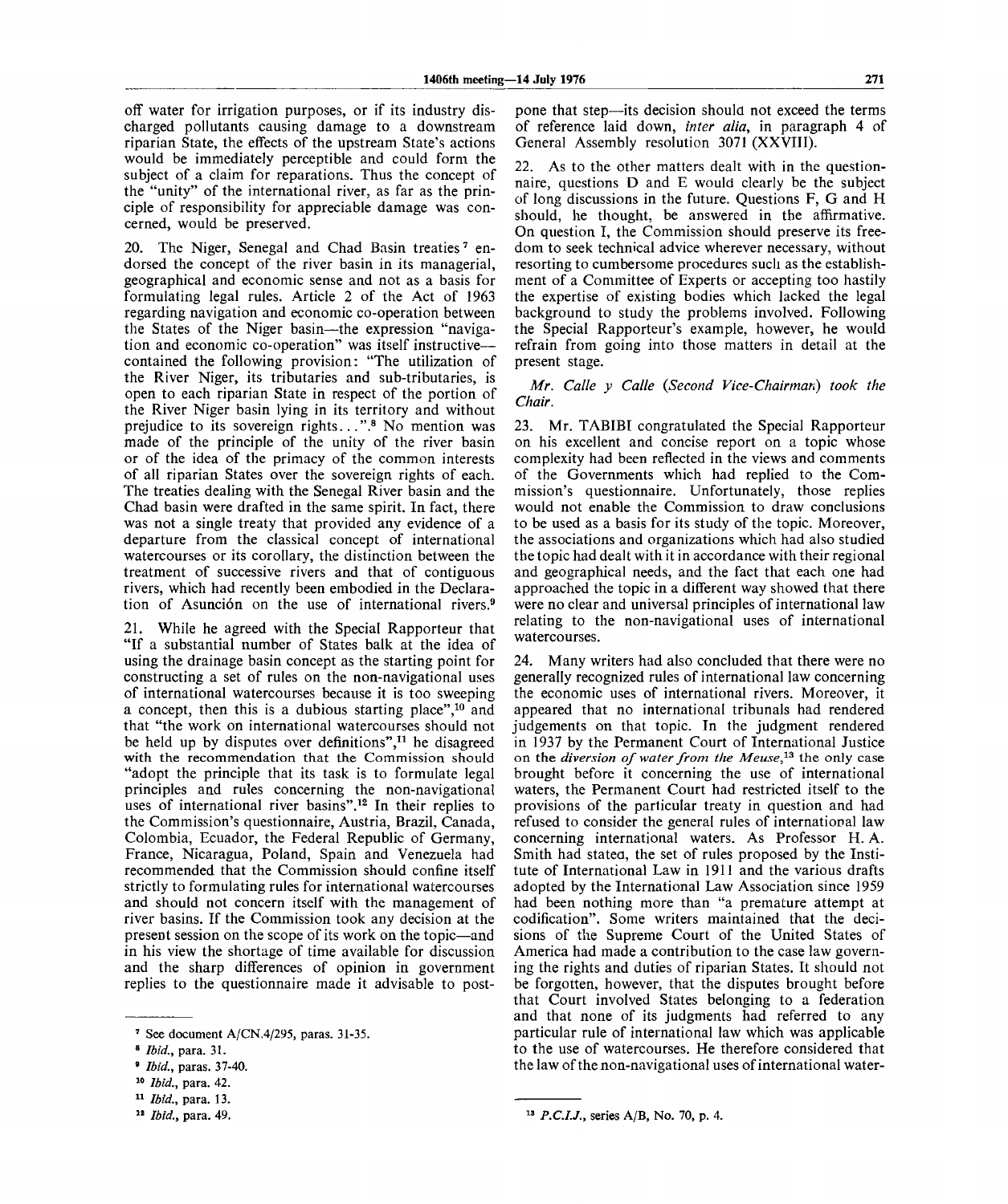off water for irrigation purposes, or if its industry discharged pollutants causing damage to a downstream riparian State, the effects of the upstream State's actions would be immediately perceptible and could form the subject of a claim for reparations. Thus the concept of the "unity" of the international river, as far as the principle of responsibility for appreciable damage was concerned, would be preserved.

20. The Niger, Senegal and Chad Basin treaties[7] endorsed the concept of the river basin in its managerial, geographical and economic sense and not as a basis for formulating legal rules. Article 2 of the Act of 1963 regarding navigation and economic co-operation between the States of the Niger basin—the expression "navigation and economic co-operation" was itself instructive—contained the following provision: "The utilization of the River Niger, its tributaries and sub-tributaries, is open to each riparian State in respect of the portion of the River Niger basin lying in its territory and without prejudice to its sovereign rights...".[8] No mention was made of the principle of the unity of the river basin or of the idea of the primacy of the common interests of all riparian States over the sovereign rights of each. The treaties dealing with the Senegal River basin and the Chad basin were drafted in the same spirit. In fact, there was not a single treaty that provided any evidence of a departure from the classical concept of international watercourses or its corollary, the distinction between the treatment of successive rivers and that of contiguous rivers, which had recently been embodied in the Declaration of Asunción on the use of international rivers.[9]

21. While he agreed with the Special Rapporteur that "If a substantial number of States balk at the idea of using the drainage basin concept as the starting point for constructing a set of rules on the non-navigational uses of international watercourses because it is too sweeping a concept, then this is a dubious starting place",[10] and that "the work on international watercourses should not be held up by disputes over definitions",[11] he disagreed with the recommendation that the Commission should "adopt the principle that its task is to formulate legal principles and rules concerning the non-navigational uses of international river basins".[12] In their replies to the Commission's questionnaire, Austria, Brazil, Canada, Colombia, Ecuador, the Federal Republic of Germany, France, Nicaragua, Poland, Spain and Venezuela had recommended that the Commission should confine itself strictly to formulating rules for international watercourses and should not concern itself with the management of river basins. If the Commission took any decision at the present session on the scope of its work on the topic—and in his view the shortage of time available for discussion and the sharp differences of opinion in government replies to the questionnaire made it advisable to postpone that step—its decision should not exceed the terms of reference laid down, *inter alia*, in paragraph 4 of General Assembly resolution 3071 (XXVIII).

22. As to the other matters dealt with in the questionnaire, questions D and E would clearly be the subject of long discussions in the future. Questions F, G and H should, he thought, be answered in the affirmative. On question I, the Commission should preserve its freedom to seek technical advice wherever necessary, without resorting to cumbersome procedures such as the establishment of a Committee of Experts or accepting too hastily the expertise of existing bodies which lacked the legal background to study the problems involved. Following the Special Rapporteur's example, however, he would refrain from going into those matters in detail at the present stage.

*Mr. Calle y Calle (Second Vice-Chairman) took the Chair.*

23. Mr. TABIBI congratulated the Special Rapporteur on his excellent and concise report on a topic whose complexity had been reflected in the views and comments of the Governments which had replied to the Commission's questionnaire. Unfortunately, those replies would not enable the Commission to draw conclusions to be used as a basis for its study of the topic. Moreover, the associations and organizations which had also studied the topic had dealt with it in accordance with their regional and geographical needs, and the fact that each one had approached the topic in a different way showed that there were no clear and universal principles of international law relating to the non-navigational uses of international watercourses.

24. Many writers had also concluded that there were no generally recognized rules of international law concerning the economic uses of international rivers. Moreover, it appeared that no international tribunals had rendered judgements on that topic. In the judgment rendered in 1937 by the Permanent Court of International Justice on the *diversion of water from the Meuse*,[13] the only case brought before it concerning the use of international waters, the Permanent Court had restricted itself to the provisions of the particular treaty in question and had refused to consider the general rules of international law concerning international waters. As Professor H. A. Smith had stated, the set of rules proposed by the Institute of International Law in 1911 and the various drafts adopted by the International Law Association since 1959 had been nothing more than "a premature attempt at codification". Some writers maintained that the decisions of the Supreme Court of the United States of America had made a contribution to the case law governing the rights and duties of riparian States. It should not be forgotten, however, that the disputes brought before that Court involved States belonging to a federation and that none of its judgments had referred to any particular rule of international law which was applicable to the use of watercourses. He therefore considered that the law of the non-navigational uses of international water-

---

[7] See document A/CN.4/295, paras. 31-35.

[8] *Ibid.*, para. 31.

[9] *Ibid.*, paras. 37-40.

[10] *Ibid.*, para. 42.

[11] *Ibid.*, para. 13.

[12] *Ibid.*, para. 49.

[13] *P.C.I.J.*, series A/B, No. 70, p. 4.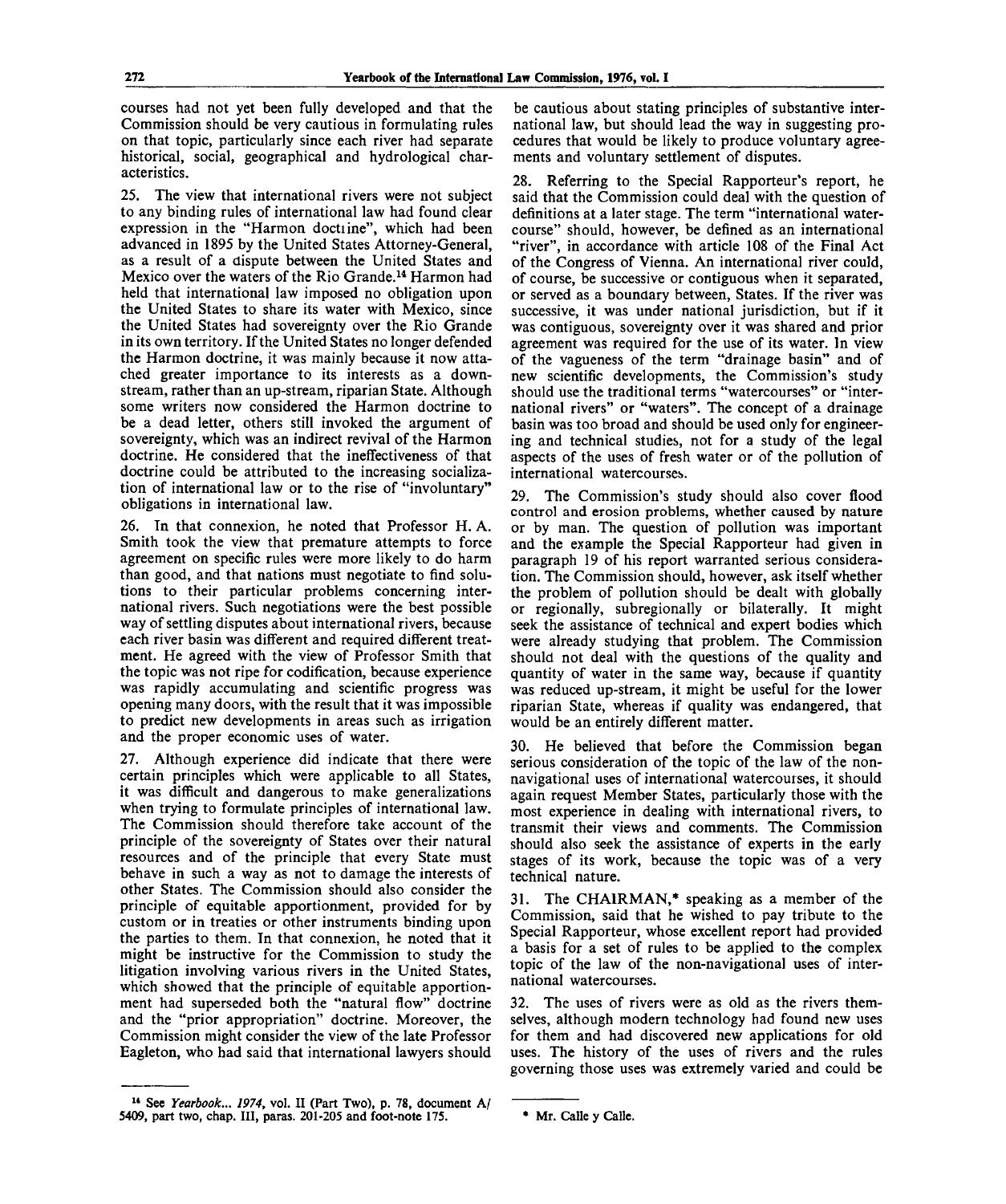courses had not yet been fully developed and that the Commission should be very cautious in formulating rules on that topic, particularly since each river had separate historical, social, geographical and hydrological characteristics.

25. The view that international rivers were not subject to any binding rules of international law had found clear expression in the "Harmon doctrine", which had been advanced in 1895 by the United States Attorney-General, as a result of a dispute between the United States and Mexico over the waters of the Rio Grande.[14] Harmon had held that international law imposed no obligation upon the United States to share its water with Mexico, since the United States had sovereignty over the Rio Grande in its own territory. If the United States no longer defended the Harmon doctrine, it was mainly because it now attached greater importance to its interests as a downstream, rather than an up-stream, riparian State. Although some writers now considered the Harmon doctrine to be a dead letter, others still invoked the argument of sovereignty, which was an indirect revival of the Harmon doctrine. He considered that the ineffectiveness of that doctrine could be attributed to the increasing socialization of international law or to the rise of "involuntary" obligations in international law.

26. In that connexion, he noted that Professor H. A. Smith took the view that premature attempts to force agreement on specific rules were more likely to do harm than good, and that nations must negotiate to find solutions to their particular problems concerning international rivers. Such negotiations were the best possible way of settling disputes about international rivers, because each river basin was different and required different treatment. He agreed with the view of Professor Smith that the topic was not ripe for codification, because experience was rapidly accumulating and scientific progress was opening many doors, with the result that it was impossible to predict new developments in areas such as irrigation and the proper economic uses of water.

27. Although experience did indicate that there were certain principles which were applicable to all States, it was difficult and dangerous to make generalizations when trying to formulate principles of international law. The Commission should therefore take account of the principle of the sovereignty of States over their natural resources and of the principle that every State must behave in such a way as not to damage the interests of other States. The Commission should also consider the principle of equitable apportionment, provided for by custom or in treaties or other instruments binding upon the parties to them. In that connexion, he noted that it might be instructive for the Commission to study the litigation involving various rivers in the United States, which showed that the principle of equitable apportionment had superseded both the "natural flow" doctrine and the "prior appropriation" doctrine. Moreover, the Commission might consider the view of the late Professor Eagleton, who had said that international lawyers should be cautious about stating principles of substantive international law, but should lead the way in suggesting procedures that would be likely to produce voluntary agreements and voluntary settlement of disputes.

28. Referring to the Special Rapporteur's report, he said that the Commission could deal with the question of definitions at a later stage. The term "international watercourse" should, however, be defined as an international "river", in accordance with article 108 of the Final Act of the Congress of Vienna. An international river could, of course, be successive or contiguous when it separated, or served as a boundary between, States. If the river was successive, it was under national jurisdiction, but if it was contiguous, sovereignty over it was shared and prior agreement was required for the use of its water. In view of the vagueness of the term "drainage basin" and of new scientific developments, the Commission's study should use the traditional terms "watercourses" or "international rivers" or "waters". The concept of a drainage basin was too broad and should be used only for engineering and technical studies, not for a study of the legal aspects of the uses of fresh water or of the pollution of international watercourses.

29. The Commission's study should also cover flood control and erosion problems, whether caused by nature or by man. The question of pollution was important and the example the Special Rapporteur had given in paragraph 19 of his report warranted serious consideration. The Commission should, however, ask itself whether the problem of pollution should be dealt with globally or regionally, subregionally or bilaterally. It might seek the assistance of technical and expert bodies which were already studying that problem. The Commission should not deal with the questions of the quality and quantity of water in the same way, because if quantity was reduced up-stream, it might be useful for the lower riparian State, whereas if quality was endangered, that would be an entirely different matter.

30. He believed that before the Commission began serious consideration of the topic of the law of the non-navigational uses of international watercourses, it should again request Member States, particularly those with the most experience in dealing with international rivers, to transmit their views and comments. The Commission should also seek the assistance of experts in the early stages of its work, because the topic was of a very technical nature.

31. The CHAIRMAN,* speaking as a member of the Commission, said that he wished to pay tribute to the Special Rapporteur, whose excellent report had provided a basis for a set of rules to be applied to the complex topic of the law of the non-navigational uses of international watercourses.

32. The uses of rivers were as old as the rivers themselves, although modern technology had found new uses for them and had discovered new applications for old uses. The history of the uses of rivers and the rules governing those uses was extremely varied and could be

---

[14] See *Yearbook... 1974*, vol. II (Part Two), p. 78, document A/5409, part two, chap. III, paras. 201-205 and foot-note 175.

* Mr. Calle y Calle.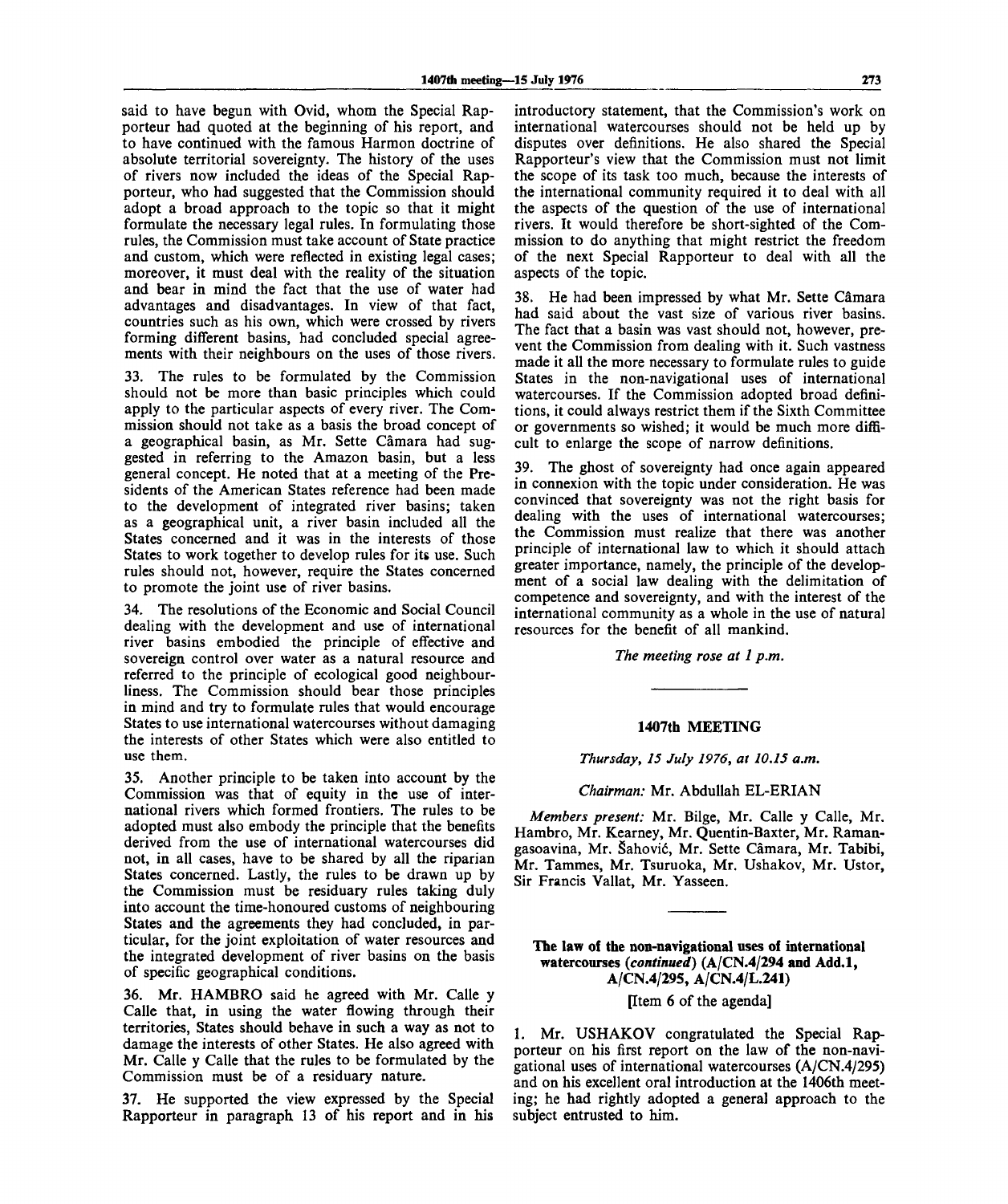said to have begun with Ovid, whom the Special Rapporteur had quoted at the beginning of his report, and to have continued with the famous Harmon doctrine of absolute territorial sovereignty. The history of the uses of rivers now included the ideas of the Special Rapporteur, who had suggested that the Commission should adopt a broad approach to the topic so that it might formulate the necessary legal rules. In formulating those rules, the Commission must take account of State practice and custom, which were reflected in existing legal cases; moreover, it must deal with the reality of the situation and bear in mind the fact that the use of water had advantages and disadvantages. In view of that fact, countries such as his own, which were crossed by rivers forming different basins, had concluded special agreements with their neighbours on the uses of those rivers.

33. The rules to be formulated by the Commission should not be more than basic principles which could apply to the particular aspects of every river. The Commission should not take as a basis the broad concept of a geographical basin, as Mr. Sette Câmara had suggested in referring to the Amazon basin, but a less general concept. He noted that at a meeting of the Presidents of the American States reference had been made to the development of integrated river basins; taken as a geographical unit, a river basin included all the States concerned and it was in the interests of those States to work together to develop rules for its use. Such rules should not, however, require the States concerned to promote the joint use of river basins.

34. The resolutions of the Economic and Social Council dealing with the development and use of international river basins embodied the principle of effective and sovereign control over water as a natural resource and referred to the principle of ecological good neighbourliness. The Commission should bear those principles in mind and try to formulate rules that would encourage States to use international watercourses without damaging the interests of other States which were also entitled to use them.

35. Another principle to be taken into account by the Commission was that of equity in the use of international rivers which formed frontiers. The rules to be adopted must also embody the principle that the benefits derived from the use of international watercourses did not, in all cases, have to be shared by all the riparian States concerned. Lastly, the rules to be drawn up by the Commission must be residuary rules taking duly into account the time-honoured customs of neighbouring States and the agreements they had concluded, in particular, for the joint exploitation of water resources and the integrated development of river basins on the basis of specific geographical conditions.

36. Mr. HAMBRO said he agreed with Mr. Calle y Calle that, in using the water flowing through their territories, States should behave in such a way as not to damage the interests of other States. He also agreed with Mr. Calle y Calle that the rules to be formulated by the Commission must be of a residuary nature.

37. He supported the view expressed by the Special Rapporteur in paragraph 13 of his report and in his introductory statement, that the Commission's work on international watercourses should not be held up by disputes over definitions. He also shared the Special Rapporteur's view that the Commission must not limit the scope of its task too much, because the interests of the international community required it to deal with all the aspects of the question of the use of international rivers. It would therefore be short-sighted of the Commission to do anything that might restrict the freedom of the next Special Rapporteur to deal with all the aspects of the topic.

38. He had been impressed by what Mr. Sette Câmara had said about the vast size of various river basins. The fact that a basin was vast should not, however, prevent the Commission from dealing with it. Such vastness made it all the more necessary to formulate rules to guide States in the non-navigational uses of international watercourses. If the Commission adopted broad definitions, it could always restrict them if the Sixth Committee or governments so wished; it would be much more difficult to enlarge the scope of narrow definitions.

39. The ghost of sovereignty had once again appeared in connexion with the topic under consideration. He was convinced that sovereignty was not the right basis for dealing with the uses of international watercourses; the Commission must realize that there was another principle of international law to which it should attach greater importance, namely, the principle of the development of a social law dealing with the delimitation of competence and sovereignty, and with the interest of the international community as a whole in the use of natural resources for the benefit of all mankind.

*The meeting rose at 1 p.m.*

## 1407th MEETING

*Thursday, 15 July 1976, at 10.15 a.m.*

*Chairman:* Mr. Abdullah EL-ERIAN

*Members present:* Mr. Bilge, Mr. Calle y Calle, Mr. Hambro, Mr. Kearney, Mr. Quentin-Baxter, Mr. Ramangasoavina, Mr. Šahović, Mr. Sette Câmara, Mr. Tabibi, Mr. Tammes, Mr. Tsuruoka, Mr. Ushakov, Mr. Ustor, Sir Francis Vallat, Mr. Yasseen.

### The law of the non-navigational uses of international watercourses (*continued*) (A/CN.4/294 and Add.1, A/CN.4/295, A/CN.4/L.241)

[Item 6 of the agenda]

1. Mr. USHAKOV congratulated the Special Rapporteur on his first report on the law of the non-navigational uses of international watercourses (A/CN.4/295) and on his excellent oral introduction at the 1406th meeting; he had rightly adopted a general approach to the subject entrusted to him.